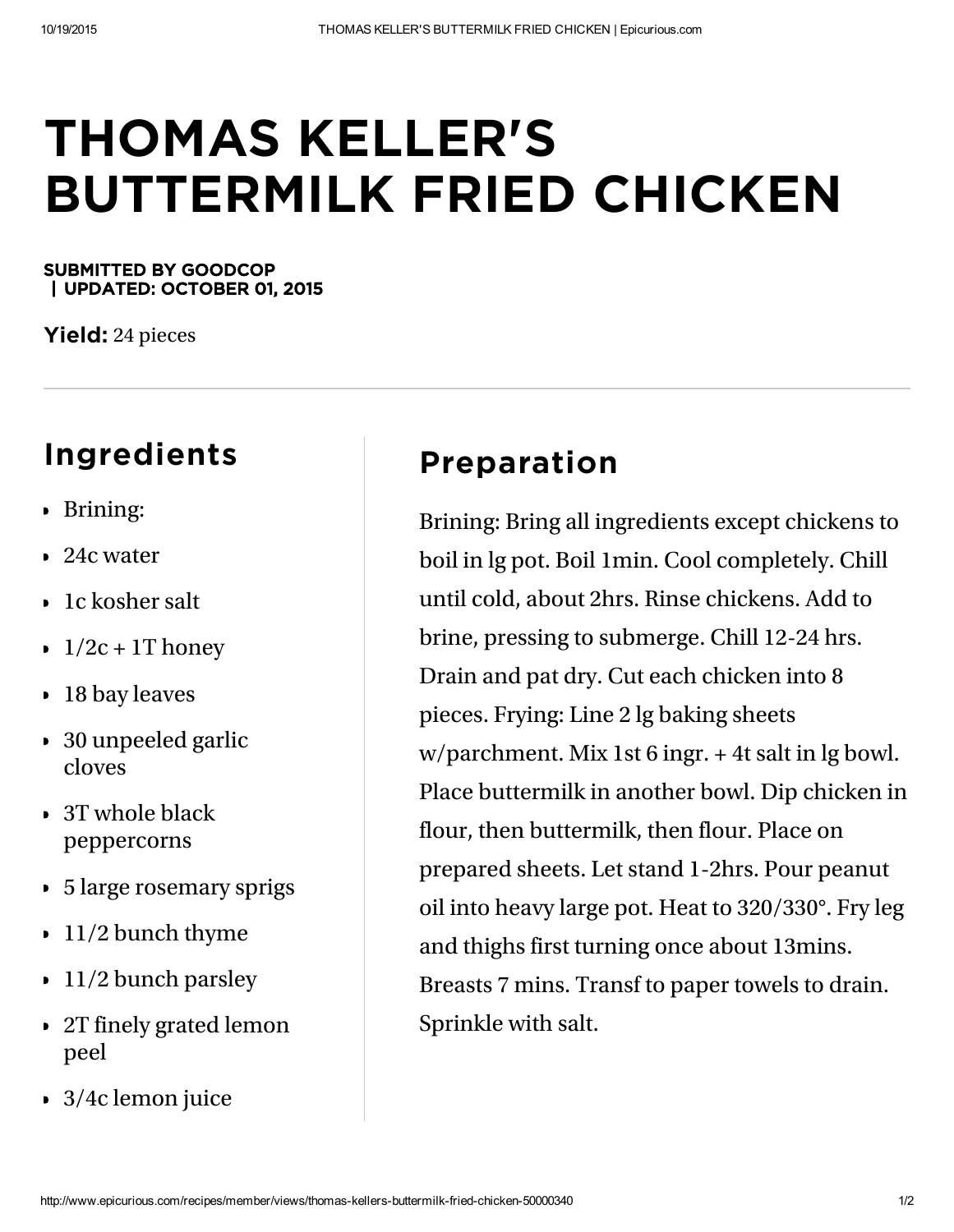# THOMAS KELLER'S BUTTERMILK FRIED CHICKEN

**SUBMITTED BY GOODCOP**
**| UPDATED: OCTOBER 01, 2015**

**Yield:** 24 pieces

---

## Ingredients

- Brining:
- 24c water
- 1c kosher salt
- 1/2c + 1T honey
- 18 bay leaves
- 30 unpeeled garlic cloves
- 3T whole black peppercorns
- 5 large rosemary sprigs
- 11/2 bunch thyme
- 11/2 bunch parsley
- 2T finely grated lemon peel
- 3/4c lemon juice

## Preparation

Brining: Bring all ingredients except chickens to boil in lg pot. Boil 1min. Cool completely. Chill until cold, about 2hrs. Rinse chickens. Add to brine, pressing to submerge. Chill 12-24 hrs. Drain and pat dry. Cut each chicken into 8 pieces. Frying: Line 2 lg baking sheets w/parchment. Mix 1st 6 ingr. + 4t salt in lg bowl. Place buttermilk in another bowl. Dip chicken in flour, then buttermilk, then flour. Place on prepared sheets. Let stand 1-2hrs. Pour peanut oil into heavy large pot. Heat to 320/330°. Fry leg and thighs first turning once about 13mins. Breasts 7 mins. Transf to paper towels to drain. Sprinkle with salt.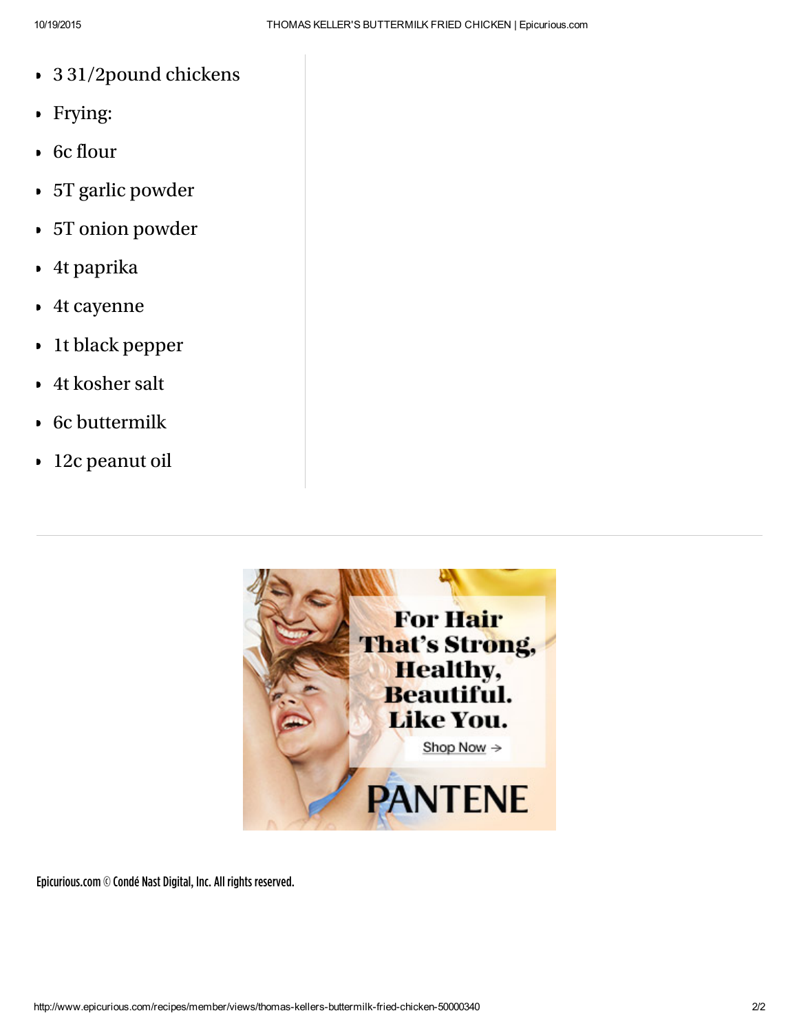- 3 31/2pound chickens
- Frying:
- 6c flour
- 5T garlic powder
- 5T onion powder
- 4t paprika
- 4t cayenne
- 1t black pepper
- 4t kosher salt
- 6c buttermilk
- 12c peanut oil

Epicurious.com © Condé Nast Digital, Inc. All rights reserved.